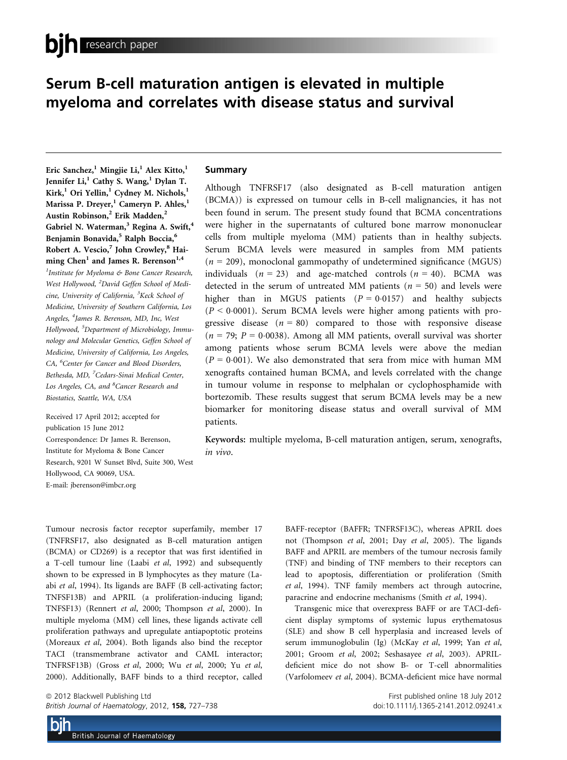# Serum B-cell maturation antigen is elevated in multiple myeloma and correlates with disease status and survival

Eric Sanchez,[1] Mingjie Li,[1] Alex Kitto,[1] Jennifer Li,[1] Cathy S. Wang,[1] Dylan T. Kirk,[1] Ori Yellin,[1] Cydney M. Nichols,[1] Marissa P. Dreyer,[1] Cameryn P. Ahles,[1] Austin Robinson,[2] Erik Madden,[2] Gabriel N. Waterman,[3] Regina A. Swift,[4] Benjamin Bonavida,[5] Ralph Boccia,[6] Robert A. Vescio,[7] John Crowley,[8] Haiming Chen[1] and James R. Berenson[1,4]

[1]Institute for Myeloma & Bone Cancer Research, West Hollywood, [2]David Geffen School of Medicine, University of California, [3]Keck School of Medicine, University of Southern California, Los Angeles, [4]James R. Berenson, MD, Inc, West Hollywood, [5]Department of Microbiology, Immunology and Molecular Genetics, Geffen School of Medicine, University of California, Los Angeles, CA, [6]Center for Cancer and Blood Disorders, Bethesda, MD, [7]Cedars-Sinai Medical Center, Los Angeles, CA, and [8]Cancer Research and Biostatics, Seattle, WA, USA

Received 17 April 2012; accepted for publication 15 June 2012

Correspondence: Dr James R. Berenson, Institute for Myeloma & Bone Cancer Research, 9201 W Sunset Blvd, Suite 300, West Hollywood, CA 90069, USA.

E-mail: jberenson@imbcr.org

## Summary

Although TNFRSF17 (also designated as B-cell maturation antigen (BCMA)) is expressed on tumour cells in B-cell malignancies, it has not been found in serum. The present study found that BCMA concentrations were higher in the supernatants of cultured bone marrow mononuclear cells from multiple myeloma (MM) patients than in healthy subjects. Serum BCMA levels were measured in samples from MM patients ($n = 209$), monoclonal gammopathy of undetermined significance (MGUS) individuals ($n = 23$) and age-matched controls ($n = 40$). BCMA was detected in the serum of untreated MM patients ($n = 50$) and levels were higher than in MGUS patients ($P = 0{\cdot}0157$) and healthy subjects ($P < 0{\cdot}0001$). Serum BCMA levels were higher among patients with progressive disease ($n = 80$) compared to those with responsive disease ($n = 79$; $P = 0{\cdot}0038$). Among all MM patients, overall survival was shorter among patients whose serum BCMA levels were above the median ($P = 0{\cdot}001$). We also demonstrated that sera from mice with human MM xenografts contained human BCMA, and levels correlated with the change in tumour volume in response to melphalan or cyclophosphamide with bortezomib. These results suggest that serum BCMA levels may be a new biomarker for monitoring disease status and overall survival of MM patients.

**Keywords:** multiple myeloma, B-cell maturation antigen, serum, xenografts, *in vivo*.

Tumour necrosis factor receptor superfamily, member 17 (TNFRSF17, also designated as B-cell maturation antigen (BCMA) or CD269) is a receptor that was first identified in a T-cell tumour line (Laabi *et al*, 1992) and subsequently shown to be expressed in B lymphocytes as they mature (Laabi *et al*, 1994). Its ligands are BAFF (B cell-activating factor; TNFSF13B) and APRIL (a proliferation-inducing ligand; TNFSF13) (Rennert *et al*, 2000; Thompson *et al*, 2000). In multiple myeloma (MM) cell lines, these ligands activate cell proliferation pathways and upregulate antiapoptotic proteins (Moreaux *et al*, 2004). Both ligands also bind the receptor TACI (transmembrane activator and CAML interactor; TNFRSF13B) (Gross *et al*, 2000; Wu *et al*, 2000; Yu *et al*, 2000). Additionally, BAFF binds to a third receptor, called BAFF-receptor (BAFFR; TNFRSF13C), whereas APRIL does not (Thompson *et al*, 2001; Day *et al*, 2005). The ligands BAFF and APRIL are members of the tumour necrosis family (TNF) and binding of TNF members to their receptors can lead to apoptosis, differentiation or proliferation (Smith *et al*, 1994). TNF family members act through autocrine, paracrine and endocrine mechanisms (Smith *et al*, 1994).

Transgenic mice that overexpress BAFF or are TACI-deficient display symptoms of systemic lupus erythematosus (SLE) and show B cell hyperplasia and increased levels of serum immunoglobulin (Ig) (McKay *et al*, 1999; Yan *et al*, 2001; Groom *et al*, 2002; Seshasayee *et al*, 2003). APRIL-deficient mice do not show B- or T-cell abnormalities (Varfolomeev *et al*, 2004). BCMA-deficient mice have normal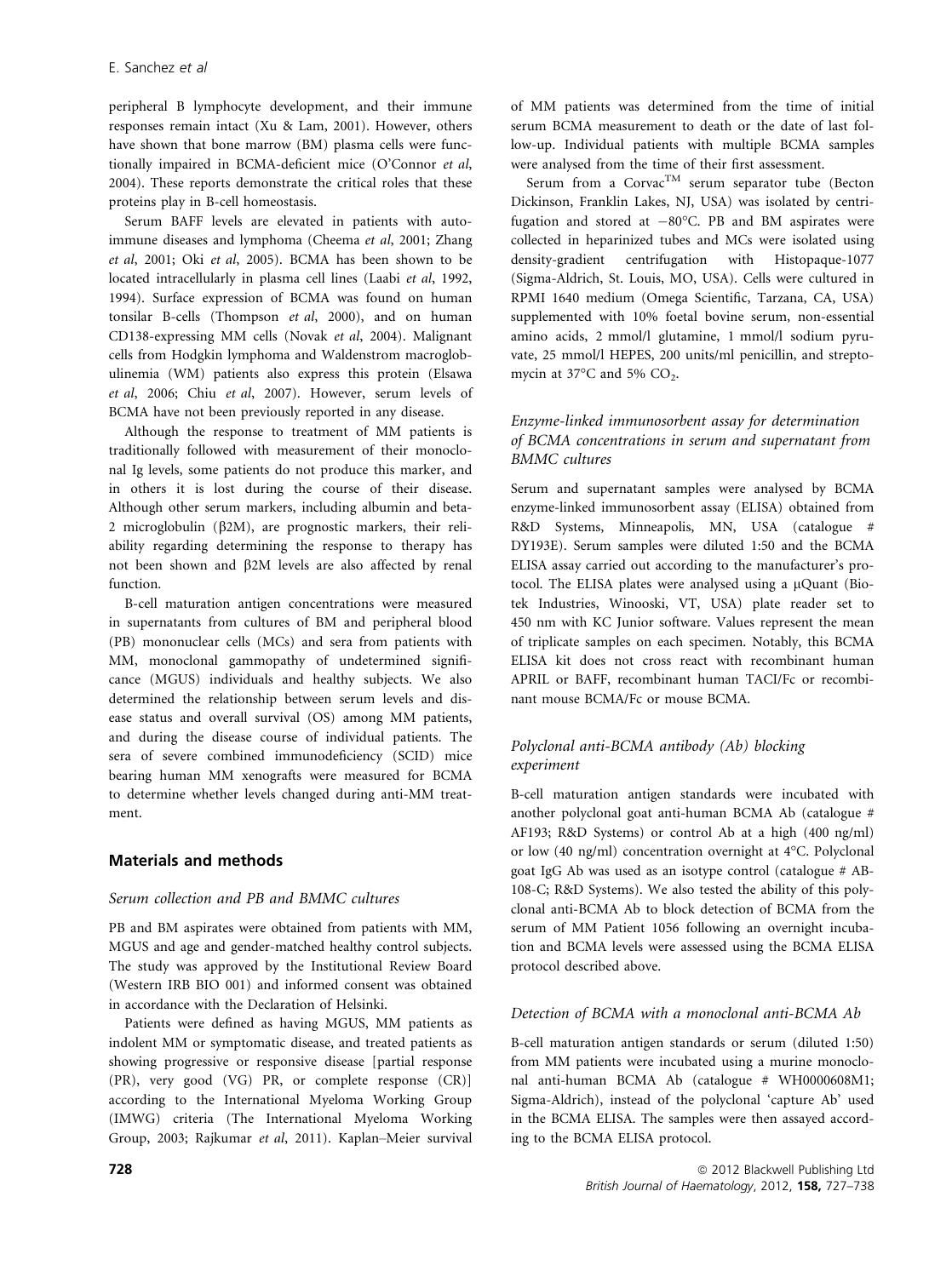peripheral B lymphocyte development, and their immune responses remain intact (Xu & Lam, 2001). However, others have shown that bone marrow (BM) plasma cells were functionally impaired in BCMA-deficient mice (O'Connor *et al*, 2004). These reports demonstrate the critical roles that these proteins play in B-cell homeostasis.

Serum BAFF levels are elevated in patients with autoimmune diseases and lymphoma (Cheema *et al*, 2001; Zhang *et al*, 2001; Oki *et al*, 2005). BCMA has been shown to be located intracellularly in plasma cell lines (Laabi *et al*, 1992, 1994). Surface expression of BCMA was found on human tonsilar B-cells (Thompson *et al*, 2000), and on human CD138-expressing MM cells (Novak *et al*, 2004). Malignant cells from Hodgkin lymphoma and Waldenstrom macroglobulinemia (WM) patients also express this protein (Elsawa *et al*, 2006; Chiu *et al*, 2007). However, serum levels of BCMA have not been previously reported in any disease.

Although the response to treatment of MM patients is traditionally followed with measurement of their monoclonal Ig levels, some patients do not produce this marker, and in others it is lost during the course of their disease. Although other serum markers, including albumin and beta-2 microglobulin (β2M), are prognostic markers, their reliability regarding determining the response to therapy has not been shown and β2M levels are also affected by renal function.

B-cell maturation antigen concentrations were measured in supernatants from cultures of BM and peripheral blood (PB) mononuclear cells (MCs) and sera from patients with MM, monoclonal gammopathy of undetermined significance (MGUS) individuals and healthy subjects. We also determined the relationship between serum levels and disease status and overall survival (OS) among MM patients, and during the disease course of individual patients. The sera of severe combined immunodeficiency (SCID) mice bearing human MM xenografts were measured for BCMA to determine whether levels changed during anti-MM treatment.

## Materials and methods

### *Serum collection and PB and BMMC cultures*

PB and BM aspirates were obtained from patients with MM, MGUS and age and gender-matched healthy control subjects. The study was approved by the Institutional Review Board (Western IRB BIO 001) and informed consent was obtained in accordance with the Declaration of Helsinki.

Patients were defined as having MGUS, MM patients as indolent MM or symptomatic disease, and treated patients as showing progressive or responsive disease [partial response (PR), very good (VG) PR, or complete response (CR)] according to the International Myeloma Working Group (IMWG) criteria (The International Myeloma Working Group, 2003; Rajkumar *et al*, 2011). Kaplan–Meier survival of MM patients was determined from the time of initial serum BCMA measurement to death or the date of last follow-up. Individual patients with multiple BCMA samples were analysed from the time of their first assessment.

Serum from a Corvac™ serum separator tube (Becton Dickinson, Franklin Lakes, NJ, USA) was isolated by centrifugation and stored at −80°C. PB and BM aspirates were collected in heparinized tubes and MCs were isolated using density-gradient centrifugation with Histopaque-1077 (Sigma-Aldrich, St. Louis, MO, USA). Cells were cultured in RPMI 1640 medium (Omega Scientific, Tarzana, CA, USA) supplemented with 10% foetal bovine serum, non-essential amino acids, 2 mmol/l glutamine, 1 mmol/l sodium pyruvate, 25 mmol/l HEPES, 200 units/ml penicillin, and streptomycin at 37°C and 5% $CO_2$.

### *Enzyme-linked immunosorbent assay for determination of BCMA concentrations in serum and supernatant from BMMC cultures*

Serum and supernatant samples were analysed by BCMA enzyme-linked immunosorbent assay (ELISA) obtained from R&D Systems, Minneapolis, MN, USA (catalogue # DY193E). Serum samples were diluted 1:50 and the BCMA ELISA assay carried out according to the manufacturer's protocol. The ELISA plates were analysed using a μQuant (Biotek Industries, Winooski, VT, USA) plate reader set to 450 nm with KC Junior software. Values represent the mean of triplicate samples on each specimen. Notably, this BCMA ELISA kit does not cross react with recombinant human APRIL or BAFF, recombinant human TACI/Fc or recombinant mouse BCMA/Fc or mouse BCMA.

### *Polyclonal anti-BCMA antibody (Ab) blocking experiment*

B-cell maturation antigen standards were incubated with another polyclonal goat anti-human BCMA Ab (catalogue # AF193; R&D Systems) or control Ab at a high (400 ng/ml) or low (40 ng/ml) concentration overnight at 4°C. Polyclonal goat IgG Ab was used as an isotype control (catalogue # AB-108-C; R&D Systems). We also tested the ability of this polyclonal anti-BCMA Ab to block detection of BCMA from the serum of MM Patient 1056 following an overnight incubation and BCMA levels were assessed using the BCMA ELISA protocol described above.

### *Detection of BCMA with a monoclonal anti-BCMA Ab*

B-cell maturation antigen standards or serum (diluted 1:50) from MM patients were incubated using a murine monoclonal anti-human BCMA Ab (catalogue # WH0000608M1; Sigma-Aldrich), instead of the polyclonal 'capture Ab' used in the BCMA ELISA. The samples were then assayed according to the BCMA ELISA protocol.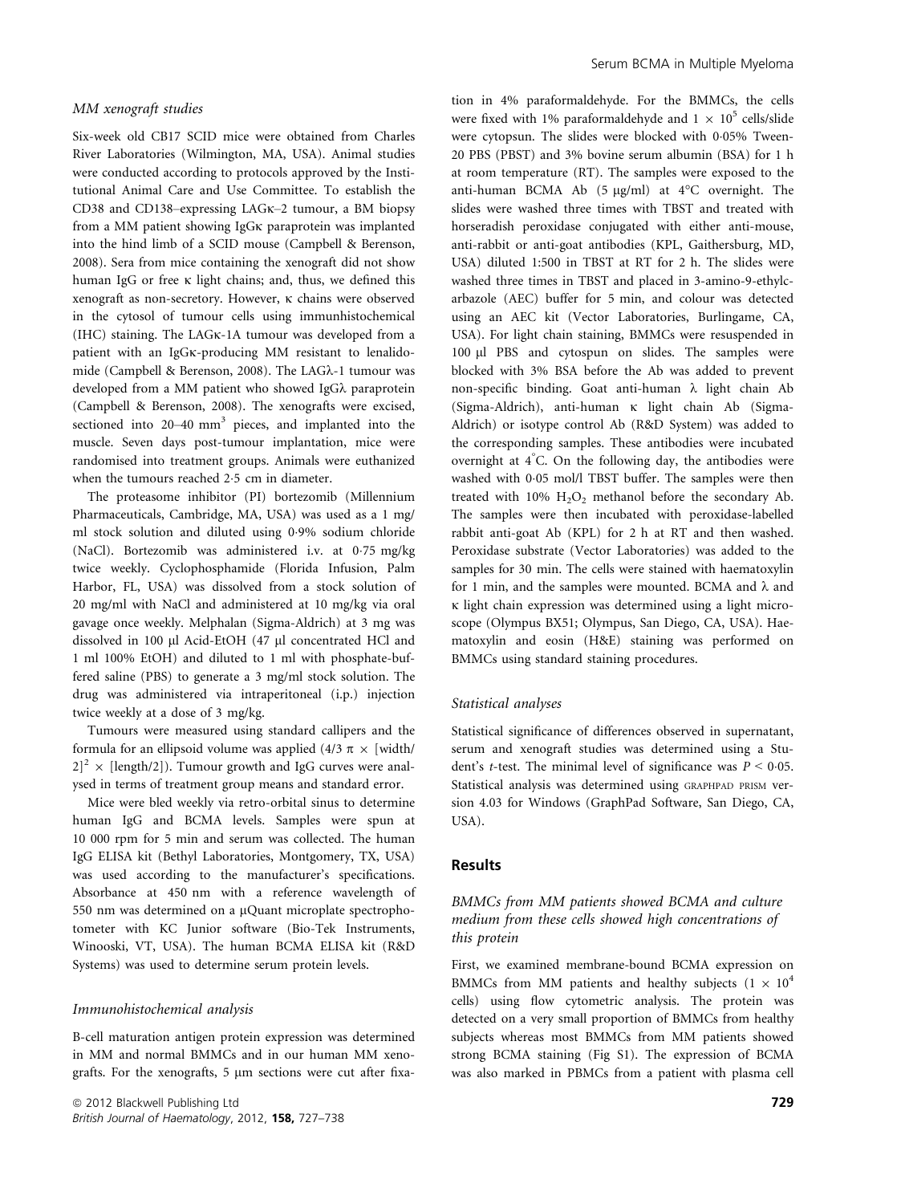### *MM xenograft studies*

Six-week old CB17 SCID mice were obtained from Charles River Laboratories (Wilmington, MA, USA). Animal studies were conducted according to protocols approved by the Institutional Animal Care and Use Committee. To establish the CD38 and CD138–expressing LAGκ–2 tumour, a BM biopsy from a MM patient showing IgGκ paraprotein was implanted into the hind limb of a SCID mouse (Campbell & Berenson, 2008). Sera from mice containing the xenograft did not show human IgG or free κ light chains; and, thus, we defined this xenograft as non-secretory. However, κ chains were observed in the cytosol of tumour cells using immunhistochemical (IHC) staining. The LAGκ-1A tumour was developed from a patient with an IgGκ-producing MM resistant to lenalidomide (Campbell & Berenson, 2008). The LAGλ-1 tumour was developed from a MM patient who showed IgGλ paraprotein (Campbell & Berenson, 2008). The xenografts were excised, sectioned into 20–40 $mm^3$ pieces, and implanted into the muscle. Seven days post-tumour implantation, mice were randomised into treatment groups. Animals were euthanized when the tumours reached 2·5 cm in diameter.

The proteasome inhibitor (PI) bortezomib (Millennium Pharmaceuticals, Cambridge, MA, USA) was used as a 1 mg/ml stock solution and diluted using 0·9% sodium chloride (NaCl). Bortezomib was administered i.v. at 0·75 mg/kg twice weekly. Cyclophosphamide (Florida Infusion, Palm Harbor, FL, USA) was dissolved from a stock solution of 20 mg/ml with NaCl and administered at 10 mg/kg via oral gavage once weekly. Melphalan (Sigma-Aldrich) at 3 mg was dissolved in 100 μl Acid-EtOH (47 μl concentrated HCl and 1 ml 100% EtOH) and diluted to 1 ml with phosphate-buffered saline (PBS) to generate a 3 mg/ml stock solution. The drug was administered via intraperitoneal (i.p.) injection twice weekly at a dose of 3 mg/kg.

Tumours were measured using standard callipers and the formula for an ellipsoid volume was applied ($4/3\ \pi \times [\text{width}/2]^2 \times [\text{length}/2]$). Tumour growth and IgG curves were analysed in terms of treatment group means and standard error.

Mice were bled weekly via retro-orbital sinus to determine human IgG and BCMA levels. Samples were spun at 10 000 rpm for 5 min and serum was collected. The human IgG ELISA kit (Bethyl Laboratories, Montgomery, TX, USA) was used according to the manufacturer's specifications. Absorbance at 450 nm with a reference wavelength of 550 nm was determined on a μQuant microplate spectrophotometer with KC Junior software (Bio-Tek Instruments, Winooski, VT, USA). The human BCMA ELISA kit (R&D Systems) was used to determine serum protein levels.

### *Immunohistochemical analysis*

B-cell maturation antigen protein expression was determined in MM and normal BMMCs and in our human MM xenografts. For the xenografts, 5 μm sections were cut after fixation in 4% paraformaldehyde. For the BMMCs, the cells were fixed with 1% paraformaldehyde and $1 \times 10^5$ cells/slide were cytopsun. The slides were blocked with 0·05% Tween-20 PBS (PBST) and 3% bovine serum albumin (BSA) for 1 h at room temperature (RT). The samples were exposed to the anti-human BCMA Ab (5 μg/ml) at 4°C overnight. The slides were washed three times with TBST and treated with horseradish peroxidase conjugated with either anti-mouse, anti-rabbit or anti-goat antibodies (KPL, Gaithersburg, MD, USA) diluted 1:500 in TBST at RT for 2 h. The slides were washed three times in TBST and placed in 3-amino-9-ethylcarbazole (AEC) buffer for 5 min, and colour was detected using an AEC kit (Vector Laboratories, Burlingame, CA, USA). For light chain staining, BMMCs were resuspended in 100 μl PBS and cytospun on slides. The samples were blocked with 3% BSA before the Ab was added to prevent non-specific binding. Goat anti-human λ light chain Ab (Sigma-Aldrich), anti-human κ light chain Ab (Sigma-Aldrich) or isotype control Ab (R&D System) was added to the corresponding samples. These antibodies were incubated overnight at 4°C. On the following day, the antibodies were washed with 0·05 mol/l TBST buffer. The samples were then treated with 10% $H_2O_2$ methanol before the secondary Ab. The samples were then incubated with peroxidase-labelled rabbit anti-goat Ab (KPL) for 2 h at RT and then washed. Peroxidase substrate (Vector Laboratories) was added to the samples for 30 min. The cells were stained with haematoxylin for 1 min, and the samples were mounted. BCMA and λ and κ light chain expression was determined using a light microscope (Olympus BX51; Olympus, San Diego, CA, USA). Haematoxylin and eosin (H&E) staining was performed on BMMCs using standard staining procedures.

### *Statistical analyses*

Statistical significance of differences observed in supernatant, serum and xenograft studies was determined using a Student's *t*-test. The minimal level of significance was $P < 0{\cdot}05$. Statistical analysis was determined using GRAPHPAD PRISM version 4.03 for Windows (GraphPad Software, San Diego, CA, USA).

## Results

### *BMMCs from MM patients showed BCMA and culture medium from these cells showed high concentrations of this protein*

First, we examined membrane-bound BCMA expression on BMMCs from MM patients and healthy subjects ($1 \times 10^4$ cells) using flow cytometric analysis. The protein was detected on a very small proportion of BMMCs from healthy subjects whereas most BMMCs from MM patients showed strong BCMA staining (Fig S1). The expression of BCMA was also marked in PBMCs from a patient with plasma cell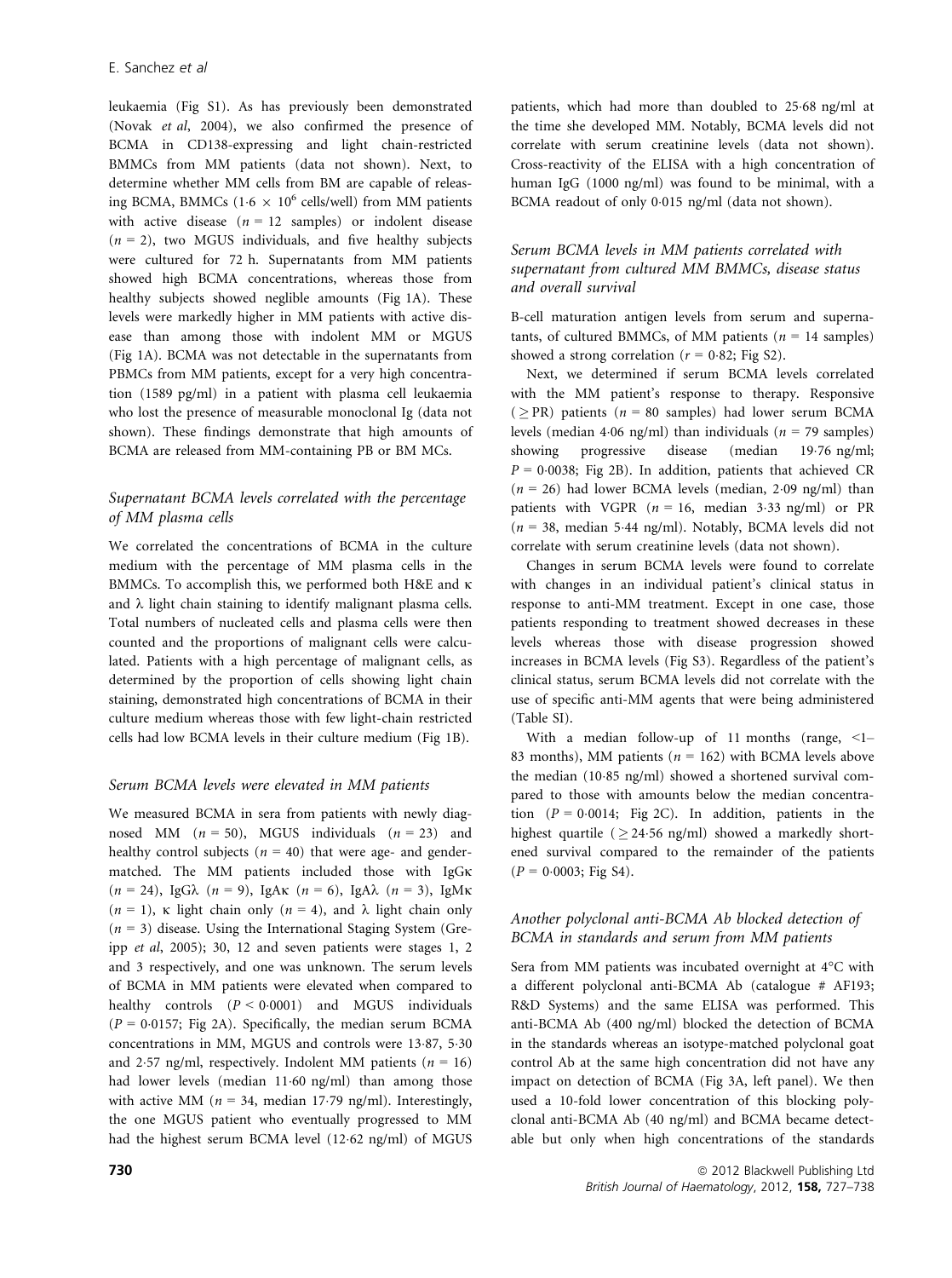leukaemia (Fig S1). As has previously been demonstrated (Novak *et al*, 2004), we also confirmed the presence of BCMA in CD138-expressing and light chain-restricted BMMCs from MM patients (data not shown). Next, to determine whether MM cells from BM are capable of releasing BCMA, BMMCs ($1{\cdot}6 \times 10^6$ cells/well) from MM patients with active disease ($n = 12$ samples) or indolent disease ($n = 2$), two MGUS individuals, and five healthy subjects were cultured for 72 h. Supernatants from MM patients showed high BCMA concentrations, whereas those from healthy subjects showed neglible amounts (Fig 1A). These levels were markedly higher in MM patients with active disease than among those with indolent MM or MGUS (Fig 1A). BCMA was not detectable in the supernatants from PBMCs from MM patients, except for a very high concentration (1589 pg/ml) in a patient with plasma cell leukaemia who lost the presence of measurable monoclonal Ig (data not shown). These findings demonstrate that high amounts of BCMA are released from MM-containing PB or BM MCs.

### Supernatant BCMA levels correlated with the percentage of MM plasma cells

We correlated the concentrations of BCMA in the culture medium with the percentage of MM plasma cells in the BMMCs. To accomplish this, we performed both H&E and κ and λ light chain staining to identify malignant plasma cells. Total numbers of nucleated cells and plasma cells were then counted and the proportions of malignant cells were calculated. Patients with a high percentage of malignant cells, as determined by the proportion of cells showing light chain staining, demonstrated high concentrations of BCMA in their culture medium whereas those with few light-chain restricted cells had low BCMA levels in their culture medium (Fig 1B).

### Serum BCMA levels were elevated in MM patients

We measured BCMA in sera from patients with newly diagnosed MM ($n = 50$), MGUS individuals ($n = 23$) and healthy control subjects ($n = 40$) that were age- and gender-matched. The MM patients included those with IgGκ ($n = 24$), IgGλ ($n = 9$), IgAκ ($n = 6$), IgAλ ($n = 3$), IgMκ ($n = 1$), κ light chain only ($n = 4$), and λ light chain only ($n = 3$) disease. Using the International Staging System (Greipp *et al*, 2005); 30, 12 and seven patients were stages 1, 2 and 3 respectively, and one was unknown. The serum levels of BCMA in MM patients were elevated when compared to healthy controls ($P < 0{\cdot}0001$) and MGUS individuals ($P = 0{\cdot}0157$; Fig 2A). Specifically, the median serum BCMA concentrations in MM, MGUS and controls were 13·87, 5·30 and 2·57 ng/ml, respectively. Indolent MM patients ($n = 16$) had lower levels (median 11·60 ng/ml) than among those with active MM ($n = 34$, median 17·79 ng/ml). Interestingly, the one MGUS patient who eventually progressed to MM had the highest serum BCMA level (12·62 ng/ml) of MGUS patients, which had more than doubled to 25·68 ng/ml at the time she developed MM. Notably, BCMA levels did not correlate with serum creatinine levels (data not shown). Cross-reactivity of the ELISA with a high concentration of human IgG (1000 ng/ml) was found to be minimal, with a BCMA readout of only 0·015 ng/ml (data not shown).

### Serum BCMA levels in MM patients correlated with supernatant from cultured MM BMMCs, disease status and overall survival

B-cell maturation antigen levels from serum and supernatants, of cultured BMMCs, of MM patients ($n = 14$ samples) showed a strong correlation ($r = 0{\cdot}82$; Fig S2).

Next, we determined if serum BCMA levels correlated with the MM patient's response to therapy. Responsive (≥PR) patients ($n = 80$ samples) had lower serum BCMA levels (median 4·06 ng/ml) than individuals ($n = 79$ samples) showing progressive disease (median 19·76 ng/ml; $P = 0{\cdot}0038$; Fig 2B). In addition, patients that achieved CR ($n = 26$) had lower BCMA levels (median, 2·09 ng/ml) than patients with VGPR ($n = 16$, median 3·33 ng/ml) or PR ($n = 38$, median 5·44 ng/ml). Notably, BCMA levels did not correlate with serum creatinine levels (data not shown).

Changes in serum BCMA levels were found to correlate with changes in an individual patient's clinical status in response to anti-MM treatment. Except in one case, those patients responding to treatment showed decreases in these levels whereas those with disease progression showed increases in BCMA levels (Fig S3). Regardless of the patient's clinical status, serum BCMA levels did not correlate with the use of specific anti-MM agents that were being administered (Table SI).

With a median follow-up of 11 months (range, <1–83 months), MM patients ($n = 162$) with BCMA levels above the median (10·85 ng/ml) showed a shortened survival compared to those with amounts below the median concentration ($P = 0{\cdot}0014$; Fig 2C). In addition, patients in the highest quartile (≥24·56 ng/ml) showed a markedly shortened survival compared to the remainder of the patients ($P = 0{\cdot}0003$; Fig S4).

### Another polyclonal anti-BCMA Ab blocked detection of BCMA in standards and serum from MM patients

Sera from MM patients was incubated overnight at 4°C with a different polyclonal anti-BCMA Ab (catalogue # AF193; R&D Systems) and the same ELISA was performed. This anti-BCMA Ab (400 ng/ml) blocked the detection of BCMA in the standards whereas an isotype-matched polyclonal goat control Ab at the same high concentration did not have any impact on detection of BCMA (Fig 3A, left panel). We then used a 10-fold lower concentration of this blocking polyclonal anti-BCMA Ab (40 ng/ml) and BCMA became detectable but only when high concentrations of the standards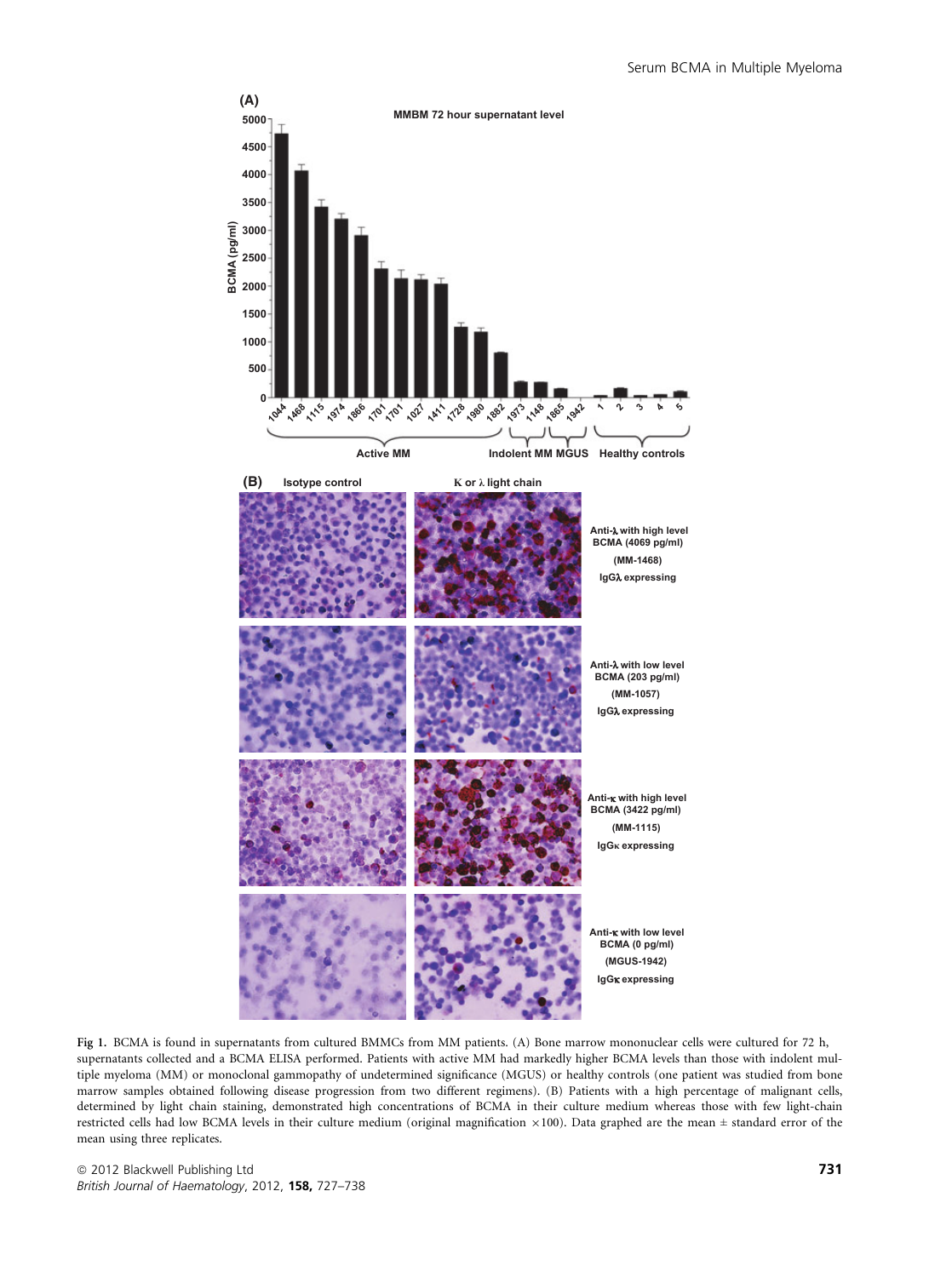Fig 1. BCMA is found in supernatants from cultured BMMCs from MM patients. (A) Bone marrow mononuclear cells were cultured for 72 h, supernatants collected and a BCMA ELISA performed. Patients with active MM had markedly higher BCMA levels than those with indolent multiple myeloma (MM) or monoclonal gammopathy of undetermined significance (MGUS) or healthy controls (one patient was studied from bone marrow samples obtained following disease progression from two different regimens). (B) Patients with a high percentage of malignant cells, determined by light chain staining, demonstrated high concentrations of BCMA in their culture medium whereas those with few light-chain restricted cells had low BCMA levels in their culture medium (original magnification ×100). Data graphed are the mean ± standard error of the mean using three replicates.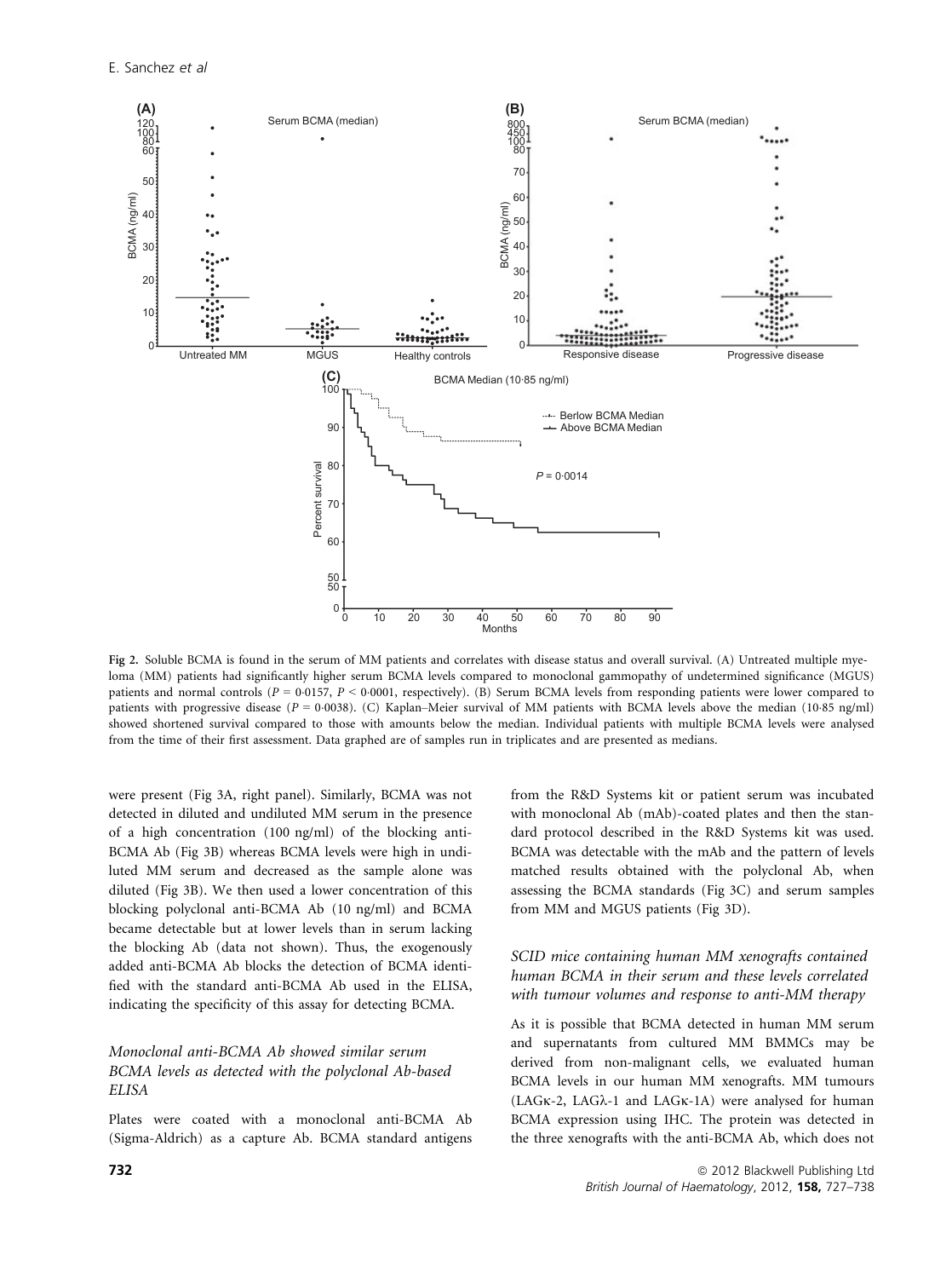Fig 2. Soluble BCMA is found in the serum of MM patients and correlates with disease status and overall survival. (A) Untreated multiple myeloma (MM) patients had significantly higher serum BCMA levels compared to monoclonal gammopathy of undetermined significance (MGUS) patients and normal controls ($P = 0{\cdot}0157$, $P < 0{\cdot}0001$, respectively). (B) Serum BCMA levels from responding patients were lower compared to patients with progressive disease ($P = 0{\cdot}0038$). (C) Kaplan–Meier survival of MM patients with BCMA levels above the median (10·85 ng/ml) showed shortened survival compared to those with amounts below the median. Individual patients with multiple BCMA levels were analysed from the time of their first assessment. Data graphed are of samples run in triplicates and are presented as medians.

were present (Fig 3A, right panel). Similarly, BCMA was not detected in diluted and undiluted MM serum in the presence of a high concentration (100 ng/ml) of the blocking anti-BCMA Ab (Fig 3B) whereas BCMA levels were high in undiluted MM serum and decreased as the sample alone was diluted (Fig 3B). We then used a lower concentration of this blocking polyclonal anti-BCMA Ab (10 ng/ml) and BCMA became detectable but at lower levels than in serum lacking the blocking Ab (data not shown). Thus, the exogenously added anti-BCMA Ab blocks the detection of BCMA identified with the standard anti-BCMA Ab used in the ELISA, indicating the specificity of this assay for detecting BCMA.

### *Monoclonal anti-BCMA Ab showed similar serum BCMA levels as detected with the polyclonal Ab-based ELISA*

Plates were coated with a monoclonal anti-BCMA Ab (Sigma-Aldrich) as a capture Ab. BCMA standard antigens from the R&D Systems kit or patient serum was incubated with monoclonal Ab (mAb)-coated plates and then the standard protocol described in the R&D Systems kit was used. BCMA was detectable with the mAb and the pattern of levels matched results obtained with the polyclonal Ab, when assessing the BCMA standards (Fig 3C) and serum samples from MM and MGUS patients (Fig 3D).

### *SCID mice containing human MM xenografts contained human BCMA in their serum and these levels correlated with tumour volumes and response to anti-MM therapy*

As it is possible that BCMA detected in human MM serum and supernatants from cultured MM BMMCs may be derived from non-malignant cells, we evaluated human BCMA levels in our human MM xenografts. MM tumours (LAGκ-2, LAGλ-1 and LAGκ-1A) were analysed for human BCMA expression using IHC. The protein was detected in the three xenografts with the anti-BCMA Ab, which does not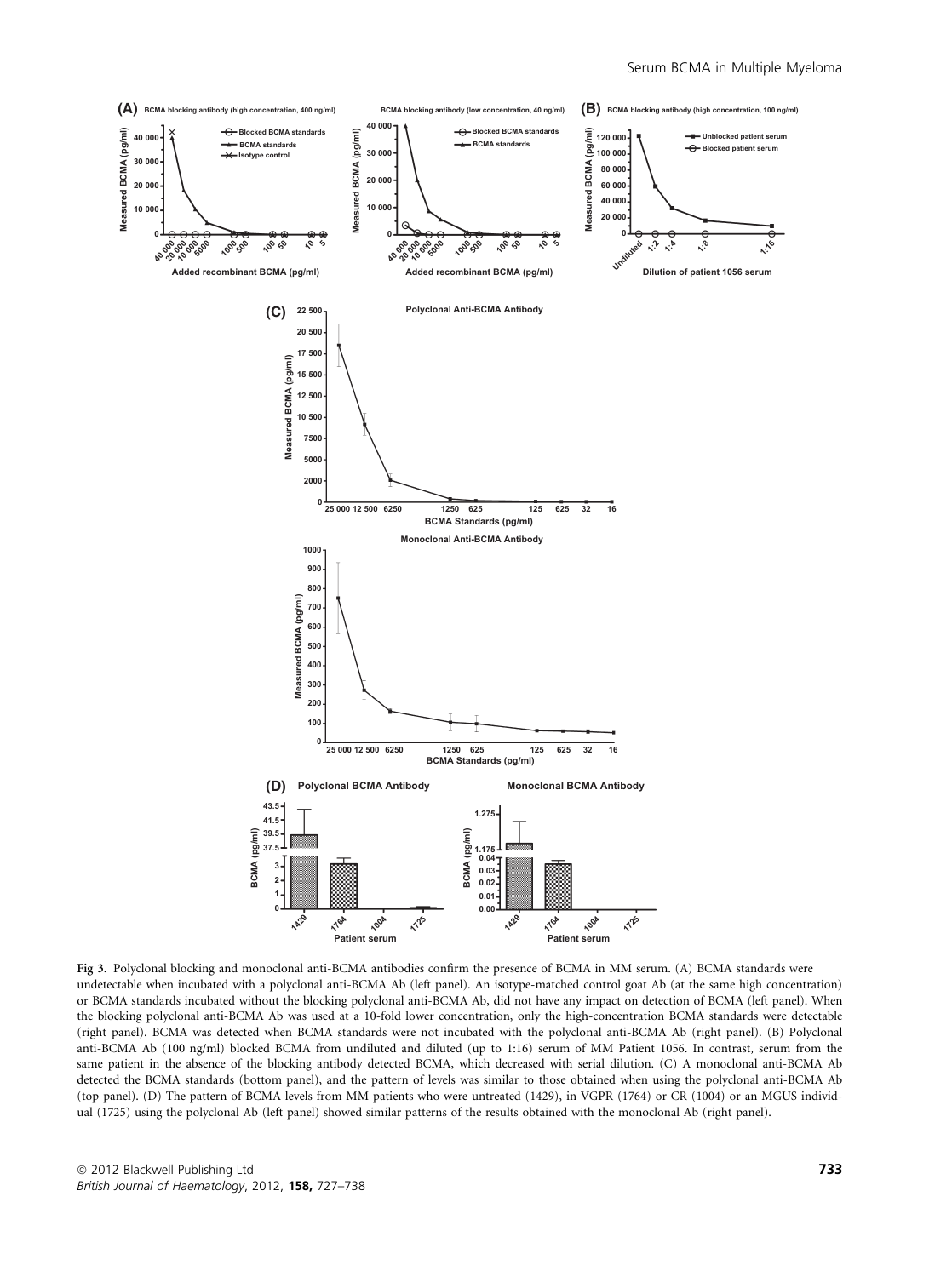Fig 3. Polyclonal blocking and monoclonal anti-BCMA antibodies confirm the presence of BCMA in MM serum. (A) BCMA standards were undetectable when incubated with a polyclonal anti-BCMA Ab (left panel). An isotype-matched control goat Ab (at the same high concentration) or BCMA standards incubated without the blocking polyclonal anti-BCMA Ab, did not have any impact on detection of BCMA (left panel). When the blocking polyclonal anti-BCMA Ab was used at a 10-fold lower concentration, only the high-concentration BCMA standards were detectable (right panel). BCMA was detected when BCMA standards were not incubated with the polyclonal anti-BCMA Ab (right panel). (B) Polyclonal anti-BCMA Ab (100 ng/ml) blocked BCMA from undiluted and diluted (up to 1:16) serum of MM Patient 1056. In contrast, serum from the same patient in the absence of the blocking antibody detected BCMA, which decreased with serial dilution. (C) A monoclonal anti-BCMA Ab detected the BCMA standards (bottom panel), and the pattern of levels was similar to those obtained when using the polyclonal anti-BCMA Ab (top panel). (D) The pattern of BCMA levels from MM patients who were untreated (1429), in VGPR (1764) or CR (1004) or an MGUS individual (1725) using the polyclonal Ab (left panel) showed similar patterns of the results obtained with the monoclonal Ab (right panel).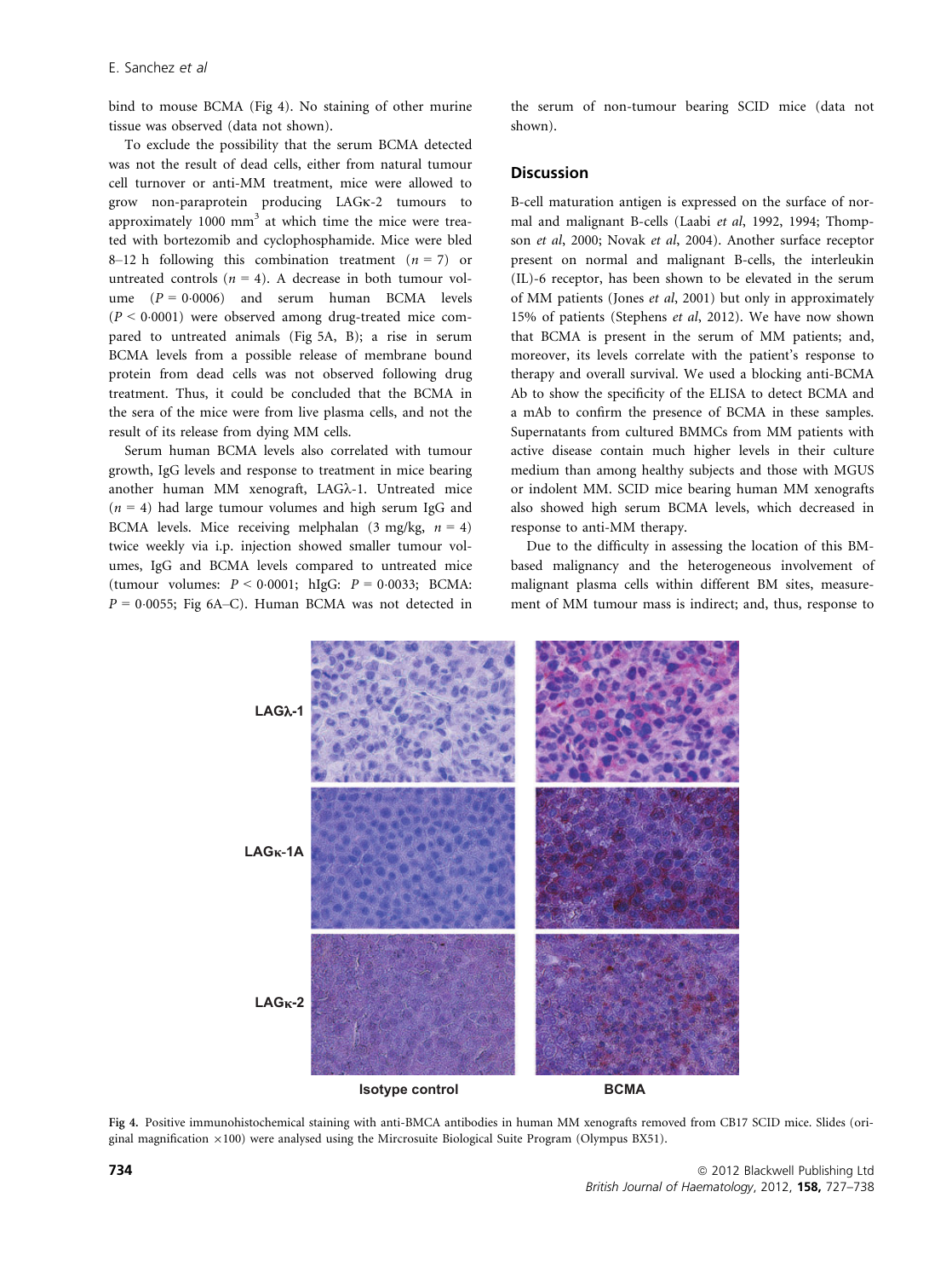bind to mouse BCMA (Fig 4). No staining of other murine tissue was observed (data not shown).

To exclude the possibility that the serum BCMA detected was not the result of dead cells, either from natural tumour cell turnover or anti-MM treatment, mice were allowed to grow non-paraprotein producing LAGκ-2 tumours to approximately 1000 mm$^3$ at which time the mice were treated with bortezomib and cyclophosphamide. Mice were bled 8–12 h following this combination treatment ($n = 7$) or untreated controls ($n = 4$). A decrease in both tumour volume ($P = 0{\cdot}0006$) and serum human BCMA levels ($P < 0{\cdot}0001$) were observed among drug-treated mice compared to untreated animals (Fig 5A, B); a rise in serum BCMA levels from a possible release of membrane bound protein from dead cells was not observed following drug treatment. Thus, it could be concluded that the BCMA in the sera of the mice were from live plasma cells, and not the result of its release from dying MM cells.

Serum human BCMA levels also correlated with tumour growth, IgG levels and response to treatment in mice bearing another human MM xenograft, LAGλ-1. Untreated mice ($n = 4$) had large tumour volumes and high serum IgG and BCMA levels. Mice receiving melphalan (3 mg/kg, $n = 4$) twice weekly via i.p. injection showed smaller tumour volumes, IgG and BCMA levels compared to untreated mice (tumour volumes: $P < 0{\cdot}0001$; hIgG: $P = 0{\cdot}0033$; BCMA: $P = 0{\cdot}0055$; Fig 6A–C). Human BCMA was not detected in the serum of non-tumour bearing SCID mice (data not shown).

## Discussion

B-cell maturation antigen is expressed on the surface of normal and malignant B-cells (Laabi *et al*, 1992, 1994; Thompson *et al*, 2000; Novak *et al*, 2004). Another surface receptor present on normal and malignant B-cells, the interleukin (IL)-6 receptor, has been shown to be elevated in the serum of MM patients (Jones *et al*, 2001) but only in approximately 15% of patients (Stephens *et al*, 2012). We have now shown that BCMA is present in the serum of MM patients; and, moreover, its levels correlate with the patient's response to therapy and overall survival. We used a blocking anti-BCMA Ab to show the specificity of the ELISA to detect BCMA and a mAb to confirm the presence of BCMA in these samples. Supernatants from cultured BMMCs from MM patients with active disease contain much higher levels in their culture medium than among healthy subjects and those with MGUS or indolent MM. SCID mice bearing human MM xenografts also showed high serum BCMA levels, which decreased in response to anti-MM therapy.

Due to the difficulty in assessing the location of this BM-based malignancy and the heterogeneous involvement of malignant plasma cells within different BM sites, measurement of MM tumour mass is indirect; and, thus, response to

Fig 4. Positive immunohistochemical staining with anti-BMCA antibodies in human MM xenografts removed from CB17 SCID mice. Slides (original magnification ×100) were analysed using the Mircrosuite Biological Suite Program (Olympus BX51).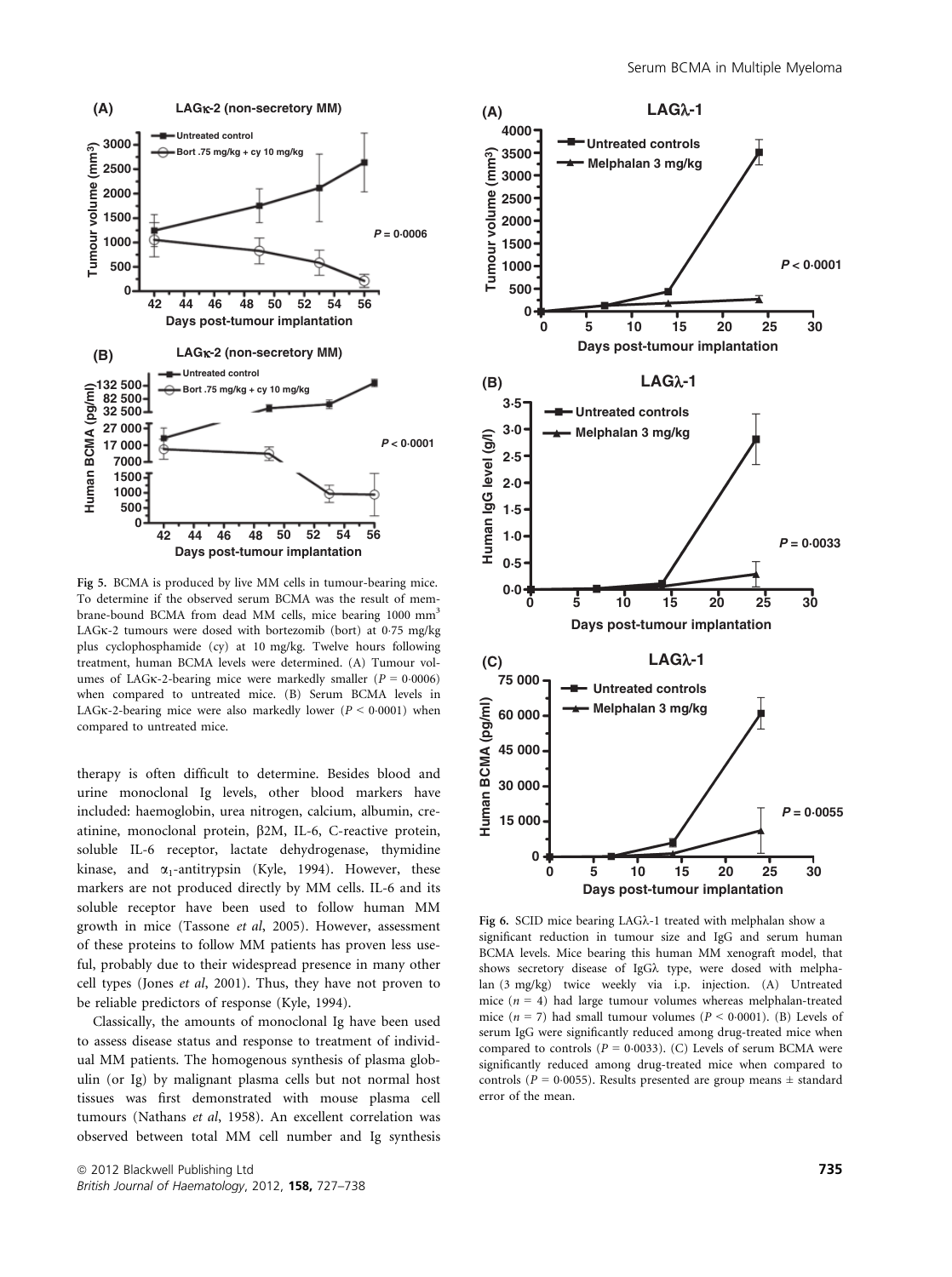Fig 5. BCMA is produced by live MM cells in tumour-bearing mice. To determine if the observed serum BCMA was the result of membrane-bound BCMA from dead MM cells, mice bearing 1000 mm$^3$ LAGκ-2 tumours were dosed with bortezomib (bort) at 0·75 mg/kg plus cyclophosphamide (cy) at 10 mg/kg. Twelve hours following treatment, human BCMA levels were determined. (A) Tumour volumes of LAGκ-2-bearing mice were markedly smaller ($P = 0{\cdot}0006$) when compared to untreated mice. (B) Serum BCMA levels in LAGκ-2-bearing mice were also markedly lower ($P < 0{\cdot}0001$) when compared to untreated mice.

therapy is often difficult to determine. Besides blood and urine monoclonal Ig levels, other blood markers have included: haemoglobin, urea nitrogen, calcium, albumin, creatinine, monoclonal protein, β2M, IL-6, C-reactive protein, soluble IL-6 receptor, lactate dehydrogenase, thymidine kinase, and $\alpha_1$-antitrypsin (Kyle, 1994). However, these markers are not produced directly by MM cells. IL-6 and its soluble receptor have been used to follow human MM growth in mice (Tassone *et al*, 2005). However, assessment of these proteins to follow MM patients has proven less useful, probably due to their widespread presence in many other cell types (Jones *et al*, 2001). Thus, they have not proven to be reliable predictors of response (Kyle, 1994).

Classically, the amounts of monoclonal Ig have been used to assess disease status and response to treatment of individual MM patients. The homogenous synthesis of plasma globulin (or Ig) by malignant plasma cells but not normal host tissues was first demonstrated with mouse plasma cell tumours (Nathans *et al*, 1958). An excellent correlation was observed between total MM cell number and Ig synthesis

Fig 6. SCID mice bearing LAGλ-1 treated with melphalan show a significant reduction in tumour size and IgG and serum human BCMA levels. Mice bearing this human MM xenograft model, that shows secretory disease of IgGλ type, were dosed with melphalan (3 mg/kg) twice weekly via i.p. injection. (A) Untreated mice ($n = 4$) had large tumour volumes whereas melphalan-treated mice ($n = 7$) had small tumour volumes ($P < 0{\cdot}0001$). (B) Levels of serum IgG were significantly reduced among drug-treated mice when compared to controls ($P = 0{\cdot}0033$). (C) Levels of serum BCMA were significantly reduced among drug-treated mice when compared to controls ($P = 0{\cdot}0055$). Results presented are group means ± standard error of the mean.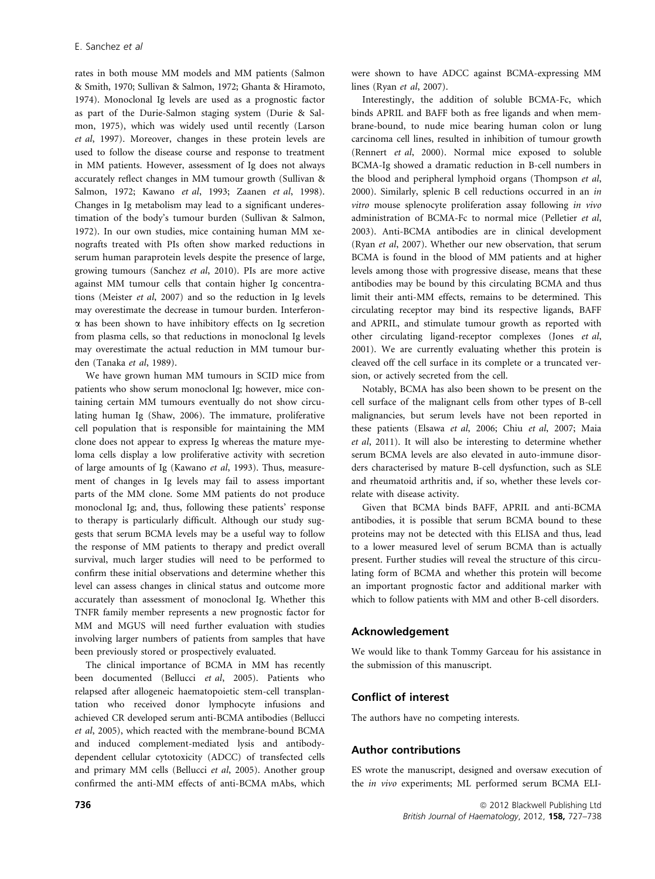rates in both mouse MM models and MM patients (Salmon & Smith, 1970; Sullivan & Salmon, 1972; Ghanta & Hiramoto, 1974). Monoclonal Ig levels are used as a prognostic factor as part of the Durie-Salmon staging system (Durie & Salmon, 1975), which was widely used until recently (Larson *et al*, 1997). Moreover, changes in these protein levels are used to follow the disease course and response to treatment in MM patients. However, assessment of Ig does not always accurately reflect changes in MM tumour growth (Sullivan & Salmon, 1972; Kawano *et al*, 1993; Zaanen *et al*, 1998). Changes in Ig metabolism may lead to a significant underestimation of the body's tumour burden (Sullivan & Salmon, 1972). In our own studies, mice containing human MM xenografts treated with PIs often show marked reductions in serum human paraprotein levels despite the presence of large, growing tumours (Sanchez *et al*, 2010). PIs are more active against MM tumour cells that contain higher Ig concentrations (Meister *et al*, 2007) and so the reduction in Ig levels may overestimate the decrease in tumour burden. Interferon-α has been shown to have inhibitory effects on Ig secretion from plasma cells, so that reductions in monoclonal Ig levels may overestimate the actual reduction in MM tumour burden (Tanaka *et al*, 1989).

We have grown human MM tumours in SCID mice from patients who show serum monoclonal Ig; however, mice containing certain MM tumours eventually do not show circulating human Ig (Shaw, 2006). The immature, proliferative cell population that is responsible for maintaining the MM clone does not appear to express Ig whereas the mature myeloma cells display a low proliferative activity with secretion of large amounts of Ig (Kawano *et al*, 1993). Thus, measurement of changes in Ig levels may fail to assess important parts of the MM clone. Some MM patients do not produce monoclonal Ig; and, thus, following these patients' response to therapy is particularly difficult. Although our study suggests that serum BCMA levels may be a useful way to follow the response of MM patients to therapy and predict overall survival, much larger studies will need to be performed to confirm these initial observations and determine whether this level can assess changes in clinical status and outcome more accurately than assessment of monoclonal Ig. Whether this TNFR family member represents a new prognostic factor for MM and MGUS will need further evaluation with studies involving larger numbers of patients from samples that have been previously stored or prospectively evaluated.

The clinical importance of BCMA in MM has recently been documented (Bellucci *et al*, 2005). Patients who relapsed after allogeneic haematopoietic stem-cell transplantation who received donor lymphocyte infusions and achieved CR developed serum anti-BCMA antibodies (Bellucci *et al*, 2005), which reacted with the membrane-bound BCMA and induced complement-mediated lysis and antibody-dependent cellular cytotoxicity (ADCC) of transfected cells and primary MM cells (Bellucci *et al*, 2005). Another group confirmed the anti-MM effects of anti-BCMA mAbs, which were shown to have ADCC against BCMA-expressing MM lines (Ryan *et al*, 2007).

Interestingly, the addition of soluble BCMA-Fc, which binds APRIL and BAFF both as free ligands and when membrane-bound, to nude mice bearing human colon or lung carcinoma cell lines, resulted in inhibition of tumour growth (Rennert *et al*, 2000). Normal mice exposed to soluble BCMA-Ig showed a dramatic reduction in B-cell numbers in the blood and peripheral lymphoid organs (Thompson *et al*, 2000). Similarly, splenic B cell reductions occurred in an *in vitro* mouse splenocyte proliferation assay following *in vivo* administration of BCMA-Fc to normal mice (Pelletier *et al*, 2003). Anti-BCMA antibodies are in clinical development (Ryan *et al*, 2007). Whether our new observation, that serum BCMA is found in the blood of MM patients and at higher levels among those with progressive disease, means that these antibodies may be bound by this circulating BCMA and thus limit their anti-MM effects, remains to be determined. This circulating receptor may bind its respective ligands, BAFF and APRIL, and stimulate tumour growth as reported with other circulating ligand-receptor complexes (Jones *et al*, 2001). We are currently evaluating whether this protein is cleaved off the cell surface in its complete or a truncated version, or actively secreted from the cell.

Notably, BCMA has also been shown to be present on the cell surface of the malignant cells from other types of B-cell malignancies, but serum levels have not been reported in these patients (Elsawa *et al*, 2006; Chiu *et al*, 2007; Maia *et al*, 2011). It will also be interesting to determine whether serum BCMA levels are also elevated in auto-immune disorders characterised by mature B-cell dysfunction, such as SLE and rheumatoid arthritis and, if so, whether these levels correlate with disease activity.

Given that BCMA binds BAFF, APRIL and anti-BCMA antibodies, it is possible that serum BCMA bound to these proteins may not be detected with this ELISA and thus, lead to a lower measured level of serum BCMA than is actually present. Further studies will reveal the structure of this circulating form of BCMA and whether this protein will become an important prognostic factor and additional marker with which to follow patients with MM and other B-cell disorders.

## Acknowledgement

We would like to thank Tommy Garceau for his assistance in the submission of this manuscript.

## Conflict of interest

The authors have no competing interests.

## Author contributions

ES wrote the manuscript, designed and oversaw execution of the *in vivo* experiments; ML performed serum BCMA ELI-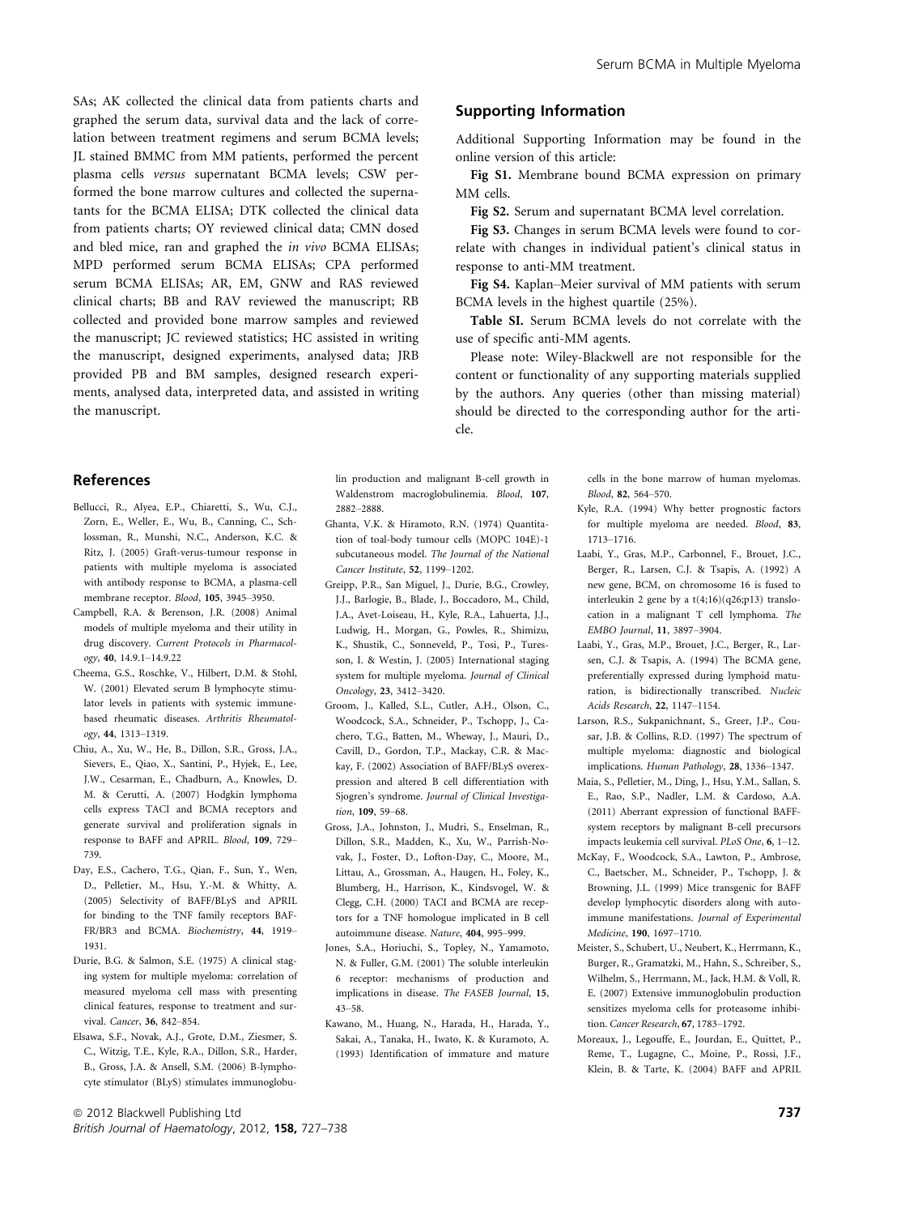SAs; AK collected the clinical data from patients charts and graphed the serum data, survival data and the lack of correlation between treatment regimens and serum BCMA levels; JL stained BMMC from MM patients, performed the percent plasma cells *versus* supernatant BCMA levels; CSW performed the bone marrow cultures and collected the supernatants for the BCMA ELISA; DTK collected the clinical data from patients charts; OY reviewed clinical data; CMN dosed and bled mice, ran and graphed the *in vivo* BCMA ELISAs; MPD performed serum BCMA ELISAs; CPA performed serum BCMA ELISAs; AR, EM, GNW and RAS reviewed clinical charts; BB and RAV reviewed the manuscript; RB collected and provided bone marrow samples and reviewed the manuscript; JC reviewed statistics; HC assisted in writing the manuscript, designed experiments, analysed data; JRB provided PB and BM samples, designed research experiments, analysed data, interpreted data, and assisted in writing the manuscript.

## Supporting Information

Additional Supporting Information may be found in the online version of this article:

**Fig S1.** Membrane bound BCMA expression on primary MM cells.

**Fig S2.** Serum and supernatant BCMA level correlation.

**Fig S3.** Changes in serum BCMA levels were found to correlate with changes in individual patient's clinical status in response to anti-MM treatment.

**Fig S4.** Kaplan–Meier survival of MM patients with serum BCMA levels in the highest quartile (25%).

**Table SI.** Serum BCMA levels do not correlate with the use of specific anti-MM agents.

Please note: Wiley-Blackwell are not responsible for the content or functionality of any supporting materials supplied by the authors. Any queries (other than missing material) should be directed to the corresponding author for the article.

## References

Bellucci, R., Alyea, E.P., Chiaretti, S., Wu, C.J., Zorn, E., Weller, E., Wu, B., Canning, C., Schlossman, R., Munshi, N.C., Anderson, K.C. & Ritz, J. (2005) Graft-verus-tumour response in patients with multiple myeloma is associated with antibody response to BCMA, a plasma-cell membrane receptor. *Blood*, **105**, 3945–3950.

Campbell, R.A. & Berenson, J.R. (2008) Animal models of multiple myeloma and their utility in drug discovery. *Current Protocols in Pharmacology*, **40**, 14.9.1–14.9.22

Cheema, G.S., Roschke, V., Hilbert, D.M. & Stohl, W. (2001) Elevated serum B lymphocyte stimulator levels in patients with systemic immune-based rheumatic diseases. *Arthritis Rheumatology*, **44**, 1313–1319.

Chiu, A., Xu, W., He, B., Dillon, S.R., Gross, J.A., Sievers, E., Qiao, X., Santini, P., Hyjek, E., Lee, J.W., Cesarman, E., Chadburn, A., Knowles, D. M. & Cerutti, A. (2007) Hodgkin lymphoma cells express TACI and BCMA receptors and generate survival and proliferation signals in response to BAFF and APRIL. *Blood*, **109**, 729–739.

Day, E.S., Cachero, T.G., Qian, F., Sun, Y., Wen, D., Pelletier, M., Hsu, Y.-M. & Whitty, A. (2005) Selectivity of BAFF/BLyS and APRIL for binding to the TNF family receptors BAFF-FR/BR3 and BCMA. *Biochemistry*, **44**, 1919–1931.

Durie, B.G. & Salmon, S.E. (1975) A clinical staging system for multiple myeloma: correlation of measured myeloma cell mass with presenting clinical features, response to treatment and survival. *Cancer*, **36**, 842–854.

Elsawa, S.F., Novak, A.J., Grote, D.M., Ziesmer, S. C., Witzig, T.E., Kyle, R.A., Dillon, S.R., Harder, B., Gross, J.A. & Ansell, S.M. (2006) B-lymphocyte stimulator (BLyS) stimulates immunoglobulin production and malignant B-cell growth in Waldenstrom macroglobulinemia. *Blood*, **107**, 2882–2888.

Ghanta, V.K. & Hiramoto, R.N. (1974) Quantitation of toal-body tumour cells (MOPC 104E)-1 subcutaneous model. *The Journal of the National Cancer Institute*, **52**, 1199–1202.

Greipp, P.R., San Miguel, J., Durie, B.G., Crowley, J.J., Barlogie, B., Blade, J., Boccadoro, M., Child, J.A., Avet-Loiseau, H., Kyle, R.A., Lahuerta, J.J., Ludwig, H., Morgan, G., Powles, R., Shimizu, K., Shustik, C., Sonneveld, P., Tosi, P., Turesson, I. & Westin, J. (2005) International staging system for multiple myeloma. *Journal of Clinical Oncology*, **23**, 3412–3420.

Groom, J., Kalled, S.L., Cutler, A.H., Olson, C., Woodcock, S.A., Schneider, P., Tschopp, J., Cachero, T.G., Batten, M., Wheway, J., Mauri, D., Cavill, D., Gordon, T.P., Mackay, C.R. & Mackay, F. (2002) Association of BAFF/BLyS overexpression and altered B cell differentiation with Sjogren's syndrome. *Journal of Clinical Investigation*, **109**, 59–68.

Gross, J.A., Johnston, J., Mudri, S., Enselman, R., Dillon, S.R., Madden, K., Xu, W., Parrish-Novak, J., Foster, D., Lofton-Day, C., Moore, M., Littau, A., Grossman, A., Haugen, H., Foley, K., Blumberg, H., Harrison, K., Kindsvogel, W. & Clegg, C.H. (2000) TACI and BCMA are receptors for a TNF homologue implicated in B cell autoimmune disease. *Nature*, **404**, 995–999.

Jones, S.A., Horiuchi, S., Topley, N., Yamamoto, N. & Fuller, G.M. (2001) The soluble interleukin 6 receptor: mechanisms of production and implications in disease. *The FASEB Journal*, **15**, 43–58.

Kawano, M., Huang, N., Harada, H., Harada, Y., Sakai, A., Tanaka, H., Iwato, K. & Kuramoto, A. (1993) Identification of immature and mature cells in the bone marrow of human myelomas. *Blood*, **82**, 564–570.

Kyle, R.A. (1994) Why better prognostic factors for multiple myeloma are needed. *Blood*, **83**, 1713–1716.

Laabi, Y., Gras, M.P., Carbonnel, F., Brouet, J.C., Berger, R., Larsen, C.J. & Tsapis, A. (1992) A new gene, BCM, on chromosome 16 is fused to interleukin 2 gene by a t(4;16)(q26;p13) translocation in a malignant T cell lymphoma. *The EMBO Journal*, **11**, 3897–3904.

Laabi, Y., Gras, M.P., Brouet, J.C., Berger, R., Larsen, C.J. & Tsapis, A. (1994) The BCMA gene, preferentially expressed during lymphoid maturation, is bidirectionally transcribed. *Nucleic Acids Research*, **22**, 1147–1154.

Larson, R.S., Sukpanichnant, S., Greer, J.P., Cousar, J.B. & Collins, R.D. (1997) The spectrum of multiple myeloma: diagnostic and biological implications. *Human Pathology*, **28**, 1336–1347.

Maia, S., Pelletier, M., Ding, J., Hsu, Y.M., Sallan, S. E., Rao, S.P., Nadler, L.M. & Cardoso, A.A. (2011) Aberrant expression of functional BAFF-system receptors by malignant B-cell precursors impacts leukemia cell survival. *PLoS One*, **6**, 1–12.

McKay, F., Woodcock, S.A., Lawton, P., Ambrose, C., Baetscher, M., Schneider, P., Tschopp, J. & Browning, J.L. (1999) Mice transgenic for BAFF develop lymphocytic disorders along with autoimmune manifestations. *Journal of Experimental Medicine*, **190**, 1697–1710.

Meister, S., Schubert, U., Neubert, K., Herrmann, K., Burger, R., Gramatzki, M., Hahn, S., Schreiber, S., Wilhelm, S., Herrmann, M., Jack, H.M. & Voll, R. E. (2007) Extensive immunoglobulin production sensitizes myeloma cells for proteasome inhibition. *Cancer Research*, **67**, 1783–1792.

Moreaux, J., Legouffe, E., Jourdan, E., Quittet, P., Reme, T., Lugagne, C., Moine, P., Rossi, J.F., Klein, B. & Tarte, K. (2004) BAFF and APRIL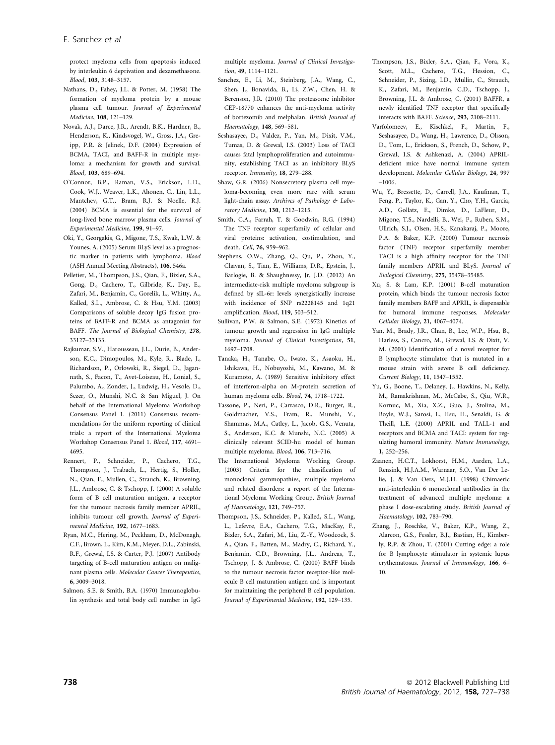protect myeloma cells from apoptosis induced by interleukin 6 deprivation and dexamethasone. *Blood*, **103**, 3148–3157.

Nathans, D., Fahey, J.L. & Potter, M. (1958) The formation of myeloma protein by a mouse plasma cell tumour. *Journal of Experimental Medicine*, **108**, 121–129.

Novak, A.J., Darce, J.R., Arendt, B.K., Hardner, B., Henderson, K., Kindsvogel, W., Gross, J.A., Greipp, P.R. & Jelinek, D.F. (2004) Expression of BCMA, TACI, and BAFF-R in multiple myeloma: a mechanism for growth and survival. *Blood*, **103**, 689–694.

O'Connor, B.P., Raman, V.S., Erickson, L.D., Cook, W.J., Weaver, L.K., Ahonen, C., Lin, L.L., Mantchev, G.T., Bram, R.J. & Noelle, R.J. (2004) BCMA is essential for the survival of long-lived bone marrow plasma cells. *Journal of Experimental Medicine*, **199**, 91–97.

Oki, Y., Georgakis, G., Migone, T.S., Kwak, L.W. & Younes, A. (2005) Serum BLyS level as a prognostic marker in patients with lymphoma. *Blood* (ASH Annual Meeting Abstracts), **106**, 546a.

Pelletier, M., Thompson, J.S., Qian, F., Bixler, S.A., Gong, D., Cachero, T., Gilbride, K., Day, E., Zafari, M., Benjamin, C., Gorelik, L., Whitty, A., Kalled, S.L., Ambrose, C. & Hsu, Y.M. (2003) Comparisons of soluble decoy IgG fusion proteins of BAFF-R and BCMA as antagonist for BAFF. *The Journal of Biological Chemistry*, **278**, 33127–33133.

Rajkumar, S.V., Harousseau, J.L., Durie, B., Anderson, K.C., Dimopoulos, M., Kyle, R., Blade, J., Richardson, P., Orlowski, R., Siegel, D., Jagannath, S., Facon, T., Avet-Loiseau, H., Lonial, S., Palumbo, A., Zonder, J., Ludwig, H., Vesole, D., Sezer, O., Munshi, N.C. & San Miguel, J. On behalf of the International Myeloma Workshop Consensus Panel 1. (2011) Consensus recommendations for the uniform reporting of clinical trials: a report of the International Myeloma Workshop Consensus Panel 1. *Blood*, **117**, 4691–4695.

Rennert, P., Schneider, P., Cachero, T.G., Thompson, J., Trabach, L., Hertig, S., Holler, N., Qian, F., Mullen, C., Strauch, K., Browning, J.L., Ambrose, C. & Tschopp, J. (2000) A soluble form of B cell maturation antigen, a receptor for the tumour necrosis family member APRIL, inhibits tumour cell growth. *Journal of Experimental Medicine*, **192**, 1677–1683.

Ryan, M.C., Hering, M., Peckham, D., McDonagh, C.F., Brown, L., Kim, K.M., Meyer, D.L., Zabinski, R.F., Grewal, I.S. & Carter, P.J. (2007) Antibody targeting of B-cell maturation antigen on malignant plasma cells. *Molecular Cancer Therapeutics*, **6**, 3009–3018.

Salmon, S.E. & Smith, B.A. (1970) Immunoglobulin synthesis and total body cell number in IgG multiple myeloma. *Journal of Clinical Investigation*, **49**, 1114–1121.

Sanchez, E., Li, M., Steinberg, J.A., Wang, C., Shen, J., Bonavida, B., Li, Z.W., Chen, H. & Berenson, J.R. (2010) The proteasome inhibitor CEP-18770 enhances the anti-myeloma activity of bortezomib and melphalan. *British Journal of Haematology*, **148**, 569–581.

Seshasayee, D., Valdez, P., Yan, M., Dixit, V.M., Tumas, D. & Grewal, I.S. (2003) Loss of TACI causes fatal lymphoproliferation and autoimmunity, establishing TACI as an inhibitory BLyS receptor. *Immunity*, **18**, 279–288.

Shaw, G.R. (2006) Nonsecretory plasma cell myeloma-becoming even more rare with serum light-chain assay. *Archives of Pathology & Laboratory Medicine*, **130**, 1212–1215.

Smith, C.A., Farrah, T. & Goodwin, R.G. (1994) The TNF receptor superfamily of cellular and viral proteins: activation, costimulation, and death. *Cell*, **76**, 959–962.

Stephens, O.W., Zhang, Q., Qu, P., Zhou, Y., Chavan, S., Tian, E., Williams, D.R., Epstein, J., Barlogie, B. & Shaughnessy, Jr, J.D. (2012) An intermediate-risk multiple myeloma subgroup is defined by sIL-6r: levels synergistically increase with incidence of SNP rs2228145 and 1q21 amplification. *Blood*, **119**, 503–512.

Sullivan, P.W. & Salmon, S.E. (1972) Kinetics of tumour growth and regression in IgG multiple myeloma. *Journal of Clinical Investigation*, **51**, 1697–1708.

Tanaka, H., Tanabe, O., Iwato, K., Asaoku, H., Ishikawa, H., Nobuyoshi, M., Kawano, M. & Kuramoto, A. (1989) Sensitive inhibitory effect of interferon-alpha on M-protein secretion of human myeloma cells. *Blood*, **74**, 1718–1722.

Tassone, P., Neri, P., Carrasco, D.R., Burger, R., Goldmacher, V.S., Fram, R., Munshi, V., Shammas, M.A., Catley, L., Jacob, G.S., Venuta, S., Anderson, K.C. & Munshi, N.C. (2005) A clinically relevant SCID-hu model of human multiple myeloma. *Blood*, **106**, 713–716.

The International Myeloma Working Group. (2003) Criteria for the classification of monoclonal gammopathies, multiple myeloma and related disorders: a report of the International Myeloma Working Group. *British Journal of Haematology*, **121**, 749–757.

Thompson, J.S., Schneider, P., Kalled, S.L., Wang, L., Lefevre, E.A., Cachero, T.G., MacKay, F., Bixler, S.A., Zafari, M., Liu, Z.-Y., Woodcock, S. A., Qian, F., Batten, M., Madry, C., Richard, Y., Benjamin, C.D., Browning, J.L., Andreas, T., Tschopp, J. & Ambrose, C. (2000) BAFF binds to the tumour necrosis factor receptor-like molecule B cell maturation antigen and is important for maintaining the peripheral B cell population. *Journal of Experimental Medicine*, **192**, 129–135.

Thompson, J.S., Bixler, S.A., Qian, F., Vora, K., Scott, M.L., Cachero, T.G., Hession, C., Schneider, P., Sizing, I.D., Mullin, C., Strauch, K., Zafari, M., Benjamin, C.D., Tschopp, J., Browning, J.L. & Ambrose, C. (2001) BAFFR, a newly identified TNF receptor that specifically interacts with BAFF. *Science*, **293**, 2108–2111.

Varfolomeev, E., Kischkel, F., Martin, F., Seshasayee, D., Wang, H., Lawrence, D., Olsson, D., Tom, L., Erickson, S., French, D., Schow, P., Grewal, I.S. & Ashkenazi, A. (2004) APRIL-deficient mice have normal immune system development. *Molecular Cellular Biology*, **24**, 997–1006.

Wu, Y., Bressette, D., Carrell, J.A., Kaufman, T., Feng, P., Taylor, K., Gan, Y., Cho, Y.H., Garcia, A.D., Gollatz, E., Dimke, D., LaFleur, D., Migone, T.S., Nardelli, B., Wei, P., Ruben, S.M., Ullrich, S.J., Olsen, H.S., Kanakaraj, P., Moore, P.A. & Baker, K.P. (2000) Tumour necrosis factor (TNF) receptor superfamily member TACI is a high affinity receptor for the TNF family members APRIL and BLyS. *Journal of Biological Chemistry*, **275**, 35478–35485.

Xu, S. & Lam, K.P. (2001) B-cell maturation protein, which binds the tumour necrosis factor family members BAFF and APRIL, is dispensable for humoral immune responses. *Molecular Cellular Biology*, **21**, 4067–4074.

Yan, M., Brady, J.R., Chan, B., Lee, W.P., Hsu, B., Harless, S., Cancro, M., Grewal, I.S. & Dixit, V. M. (2001) Identification of a novel receptor for B lymphocyte stimulator that is mutated in a mouse strain with severe B cell deficiency. *Current Biology*, **11**, 1547–1552.

Yu, G., Boone, T., Delaney, J., Hawkins, N., Kelly, M., Ramakrishnan, M., McCabe, S., Qiu, W.R., Kornuc, M., Xia, X.Z., Guo, J., Stolina, M., Boyle, W.J., Sarosi, I., Hsu, H., Senaldi, G. & Theill, L.E. (2000) APRIL and TALL-1 and receptors and BCMA and TACI: system for regulating humoral immunity. *Nature Immunology*, **1**, 252–256.

Zaanen, H.C.T., Lokhorst, H.M., Aarden, L.A., Rensink, H.J.A.M., Warnaar, S.O., Van Der Lelie, J. & Van Oers, M.J.H. (1998) Chimaeric anti-interleukin 6 monoclonal antibodies in the treatment of advanced multiple myeloma: a phase I dose-escalating study. *British Journal of Haematology*, **102**, 783–790.

Zhang, J., Roschke, V., Baker, K.P., Wang, Z., Alarcon, G.S., Fessler, B.J., Bastian, H., Kimberly, R.P. & Zhou, T. (2001) Cutting edge: a role for B lymphocyte stimulator in systemic lupus erythematosus. *Journal of Immunology*, **166**, 6–10.